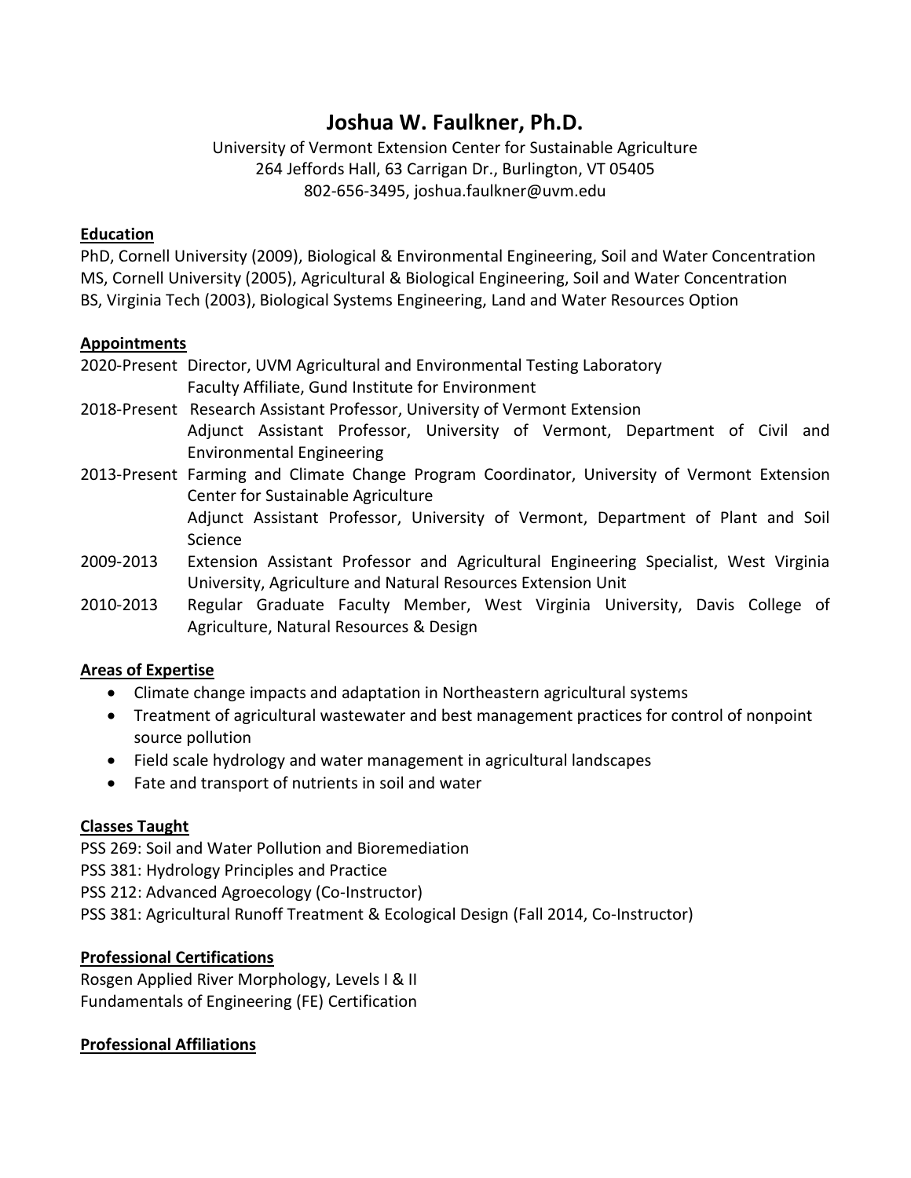# Joshua W. Faulkner, Ph.D.

University of Vermont Extension Center for Sustainable Agriculture
264 Jeffords Hall, 63 Carrigan Dr., Burlington, VT 05405
802-656-3495, joshua.faulkner@uvm.edu

## Education

PhD, Cornell University (2009), Biological & Environmental Engineering, Soil and Water Concentration
MS, Cornell University (2005), Agricultural & Biological Engineering, Soil and Water Concentration
BS, Virginia Tech (2003), Biological Systems Engineering, Land and Water Resources Option

## Appointments

2020-Present Director, UVM Agricultural and Environmental Testing Laboratory
Faculty Affiliate, Gund Institute for Environment

2018-Present Research Assistant Professor, University of Vermont Extension
Adjunct Assistant Professor, University of Vermont, Department of Civil and Environmental Engineering

2013-Present Farming and Climate Change Program Coordinator, University of Vermont Extension Center for Sustainable Agriculture
Adjunct Assistant Professor, University of Vermont, Department of Plant and Soil Science

2009-2013 Extension Assistant Professor and Agricultural Engineering Specialist, West Virginia University, Agriculture and Natural Resources Extension Unit

2010-2013 Regular Graduate Faculty Member, West Virginia University, Davis College of Agriculture, Natural Resources & Design

## Areas of Expertise

- Climate change impacts and adaptation in Northeastern agricultural systems
- Treatment of agricultural wastewater and best management practices for control of nonpoint source pollution
- Field scale hydrology and water management in agricultural landscapes
- Fate and transport of nutrients in soil and water

## Classes Taught

PSS 269: Soil and Water Pollution and Bioremediation
PSS 381: Hydrology Principles and Practice
PSS 212: Advanced Agroecology (Co-Instructor)
PSS 381: Agricultural Runoff Treatment & Ecological Design (Fall 2014, Co-Instructor)

## Professional Certifications

Rosgen Applied River Morphology, Levels I & II
Fundamentals of Engineering (FE) Certification

## Professional Affiliations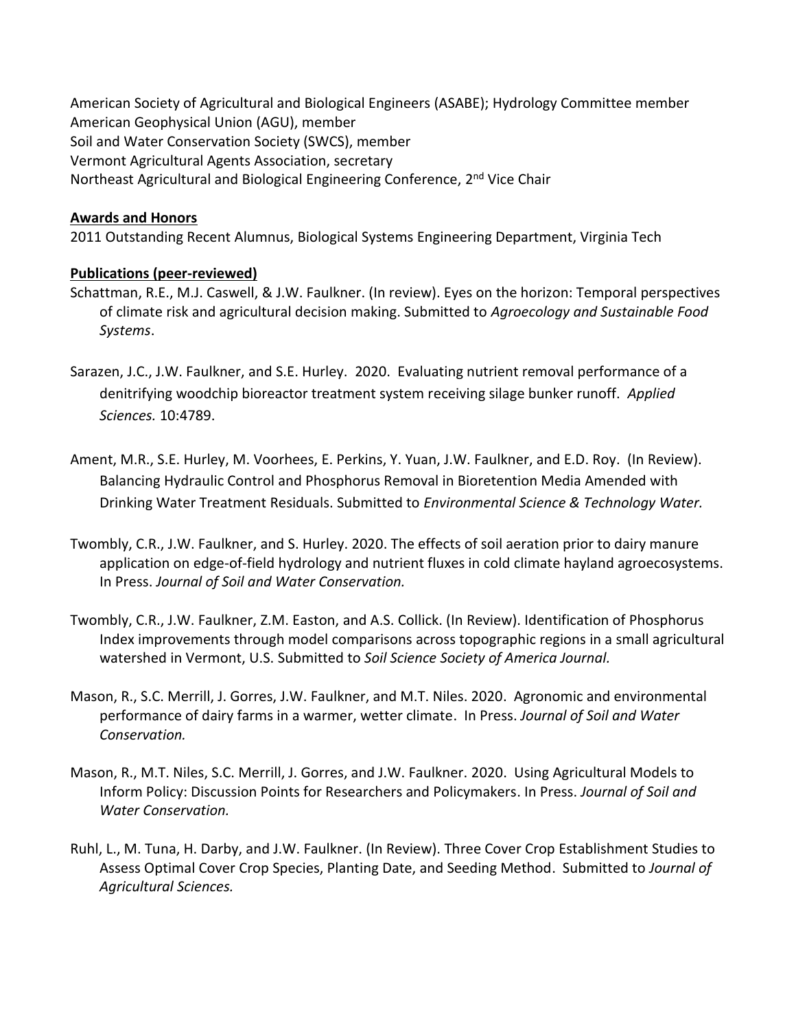American Society of Agricultural and Biological Engineers (ASABE); Hydrology Committee member
American Geophysical Union (AGU), member
Soil and Water Conservation Society (SWCS), member
Vermont Agricultural Agents Association, secretary
Northeast Agricultural and Biological Engineering Conference, 2nd Vice Chair

## Awards and Honors

2011 Outstanding Recent Alumnus, Biological Systems Engineering Department, Virginia Tech

## Publications (peer-reviewed)

Schattman, R.E., M.J. Caswell, & J.W. Faulkner. (In review). Eyes on the horizon: Temporal perspectives of climate risk and agricultural decision making. Submitted to *Agroecology and Sustainable Food Systems*.

Sarazen, J.C., J.W. Faulkner, and S.E. Hurley. 2020. Evaluating nutrient removal performance of a denitrifying woodchip bioreactor treatment system receiving silage bunker runoff. *Applied Sciences.* 10:4789.

Ament, M.R., S.E. Hurley, M. Voorhees, E. Perkins, Y. Yuan, J.W. Faulkner, and E.D. Roy. (In Review). Balancing Hydraulic Control and Phosphorus Removal in Bioretention Media Amended with Drinking Water Treatment Residuals. Submitted to *Environmental Science & Technology Water.*

Twombly, C.R., J.W. Faulkner, and S. Hurley. 2020. The effects of soil aeration prior to dairy manure application on edge-of-field hydrology and nutrient fluxes in cold climate hayland agroecosystems. In Press. *Journal of Soil and Water Conservation.*

Twombly, C.R., J.W. Faulkner, Z.M. Easton, and A.S. Collick. (In Review). Identification of Phosphorus Index improvements through model comparisons across topographic regions in a small agricultural watershed in Vermont, U.S. Submitted to *Soil Science Society of America Journal.*

Mason, R., S.C. Merrill, J. Gorres, J.W. Faulkner, and M.T. Niles. 2020. Agronomic and environmental performance of dairy farms in a warmer, wetter climate. In Press. *Journal of Soil and Water Conservation.*

Mason, R., M.T. Niles, S.C. Merrill, J. Gorres, and J.W. Faulkner. 2020. Using Agricultural Models to Inform Policy: Discussion Points for Researchers and Policymakers. In Press. *Journal of Soil and Water Conservation.*

Ruhl, L., M. Tuna, H. Darby, and J.W. Faulkner. (In Review). Three Cover Crop Establishment Studies to Assess Optimal Cover Crop Species, Planting Date, and Seeding Method. Submitted to *Journal of Agricultural Sciences.*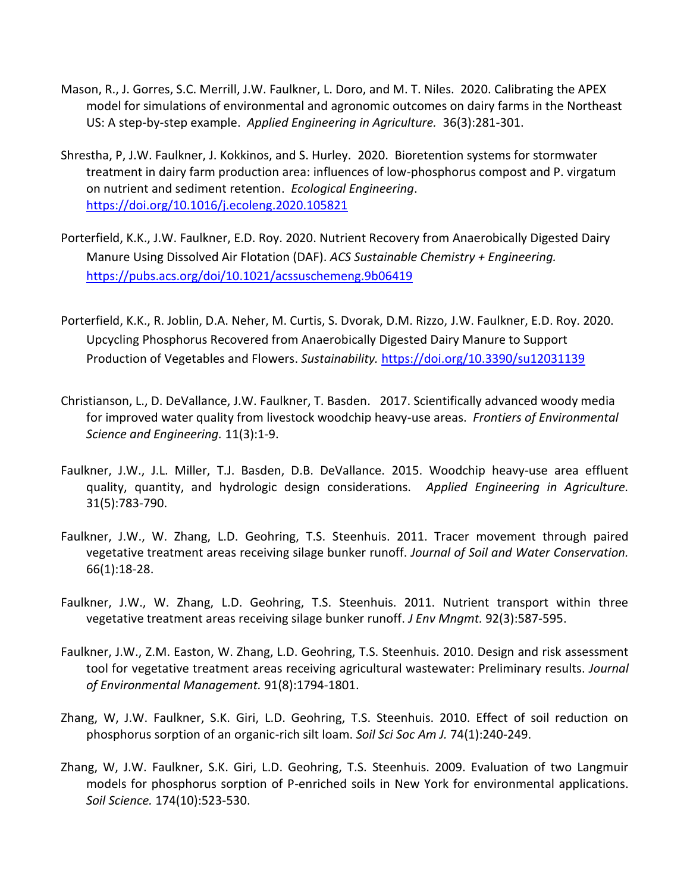Mason, R., J. Gorres, S.C. Merrill, J.W. Faulkner, L. Doro, and M. T. Niles. 2020. Calibrating the APEX model for simulations of environmental and agronomic outcomes on dairy farms in the Northeast US: A step-by-step example. *Applied Engineering in Agriculture.* 36(3):281-301.

Shrestha, P, J.W. Faulkner, J. Kokkinos, and S. Hurley. 2020. Bioretention systems for stormwater treatment in dairy farm production area: influences of low-phosphorus compost and P. virgatum on nutrient and sediment retention. *Ecological Engineering*. https://doi.org/10.1016/j.ecoleng.2020.105821

Porterfield, K.K., J.W. Faulkner, E.D. Roy. 2020. Nutrient Recovery from Anaerobically Digested Dairy Manure Using Dissolved Air Flotation (DAF). *ACS Sustainable Chemistry + Engineering.* https://pubs.acs.org/doi/10.1021/acssuschemeng.9b06419

Porterfield, K.K., R. Joblin, D.A. Neher, M. Curtis, S. Dvorak, D.M. Rizzo, J.W. Faulkner, E.D. Roy. 2020. Upcycling Phosphorus Recovered from Anaerobically Digested Dairy Manure to Support Production of Vegetables and Flowers. *Sustainability.* https://doi.org/10.3390/su12031139

Christianson, L., D. DeVallance, J.W. Faulkner, T. Basden. 2017. Scientifically advanced woody media for improved water quality from livestock woodchip heavy-use areas. *Frontiers of Environmental Science and Engineering.* 11(3):1-9.

Faulkner, J.W., J.L. Miller, T.J. Basden, D.B. DeVallance. 2015. Woodchip heavy-use area effluent quality, quantity, and hydrologic design considerations. *Applied Engineering in Agriculture.* 31(5):783-790.

Faulkner, J.W., W. Zhang, L.D. Geohring, T.S. Steenhuis. 2011. Tracer movement through paired vegetative treatment areas receiving silage bunker runoff. *Journal of Soil and Water Conservation.* 66(1):18-28.

Faulkner, J.W., W. Zhang, L.D. Geohring, T.S. Steenhuis. 2011. Nutrient transport within three vegetative treatment areas receiving silage bunker runoff. *J Env Mngmt.* 92(3):587-595.

Faulkner, J.W., Z.M. Easton, W. Zhang, L.D. Geohring, T.S. Steenhuis. 2010. Design and risk assessment tool for vegetative treatment areas receiving agricultural wastewater: Preliminary results. *Journal of Environmental Management.* 91(8):1794-1801.

Zhang, W, J.W. Faulkner, S.K. Giri, L.D. Geohring, T.S. Steenhuis. 2010. Effect of soil reduction on phosphorus sorption of an organic-rich silt loam. *Soil Sci Soc Am J.* 74(1):240-249.

Zhang, W, J.W. Faulkner, S.K. Giri, L.D. Geohring, T.S. Steenhuis. 2009. Evaluation of two Langmuir models for phosphorus sorption of P-enriched soils in New York for environmental applications. *Soil Science.* 174(10):523-530.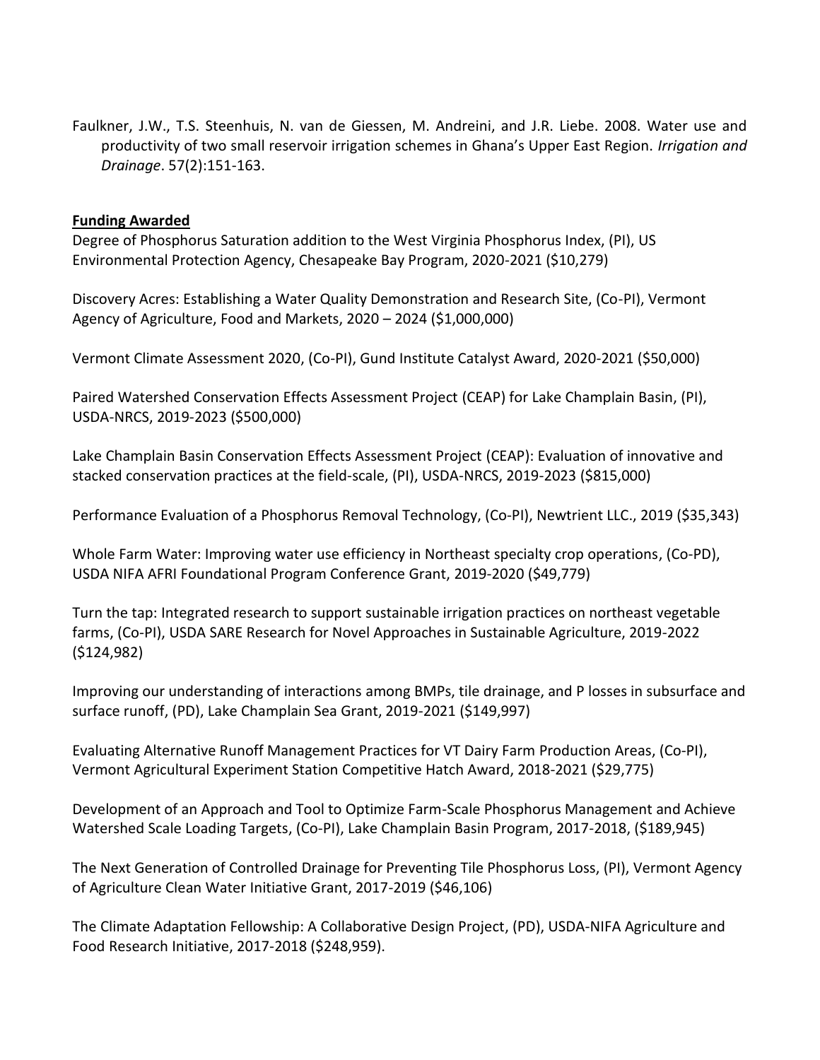Faulkner, J.W., T.S. Steenhuis, N. van de Giessen, M. Andreini, and J.R. Liebe. 2008. Water use and productivity of two small reservoir irrigation schemes in Ghana's Upper East Region. *Irrigation and Drainage*. 57(2):151-163.

**Funding Awarded**

Degree of Phosphorus Saturation addition to the West Virginia Phosphorus Index, (PI), US Environmental Protection Agency, Chesapeake Bay Program, 2020-2021 ($10,279)

Discovery Acres: Establishing a Water Quality Demonstration and Research Site, (Co-PI), Vermont Agency of Agriculture, Food and Markets, 2020 – 2024 ($1,000,000)

Vermont Climate Assessment 2020, (Co-PI), Gund Institute Catalyst Award, 2020-2021 ($50,000)

Paired Watershed Conservation Effects Assessment Project (CEAP) for Lake Champlain Basin, (PI), USDA-NRCS, 2019-2023 ($500,000)

Lake Champlain Basin Conservation Effects Assessment Project (CEAP): Evaluation of innovative and stacked conservation practices at the field-scale, (PI), USDA-NRCS, 2019-2023 ($815,000)

Performance Evaluation of a Phosphorus Removal Technology, (Co-PI), Newtrient LLC., 2019 ($35,343)

Whole Farm Water: Improving water use efficiency in Northeast specialty crop operations, (Co-PD), USDA NIFA AFRI Foundational Program Conference Grant, 2019-2020 ($49,779)

Turn the tap: Integrated research to support sustainable irrigation practices on northeast vegetable farms, (Co-PI), USDA SARE Research for Novel Approaches in Sustainable Agriculture, 2019-2022 ($124,982)

Improving our understanding of interactions among BMPs, tile drainage, and P losses in subsurface and surface runoff, (PD), Lake Champlain Sea Grant, 2019-2021 ($149,997)

Evaluating Alternative Runoff Management Practices for VT Dairy Farm Production Areas, (Co-PI), Vermont Agricultural Experiment Station Competitive Hatch Award, 2018-2021 ($29,775)

Development of an Approach and Tool to Optimize Farm-Scale Phosphorus Management and Achieve Watershed Scale Loading Targets, (Co-PI), Lake Champlain Basin Program, 2017-2018, ($189,945)

The Next Generation of Controlled Drainage for Preventing Tile Phosphorus Loss, (PI), Vermont Agency of Agriculture Clean Water Initiative Grant, 2017-2019 ($46,106)

The Climate Adaptation Fellowship: A Collaborative Design Project, (PD), USDA-NIFA Agriculture and Food Research Initiative, 2017-2018 ($248,959).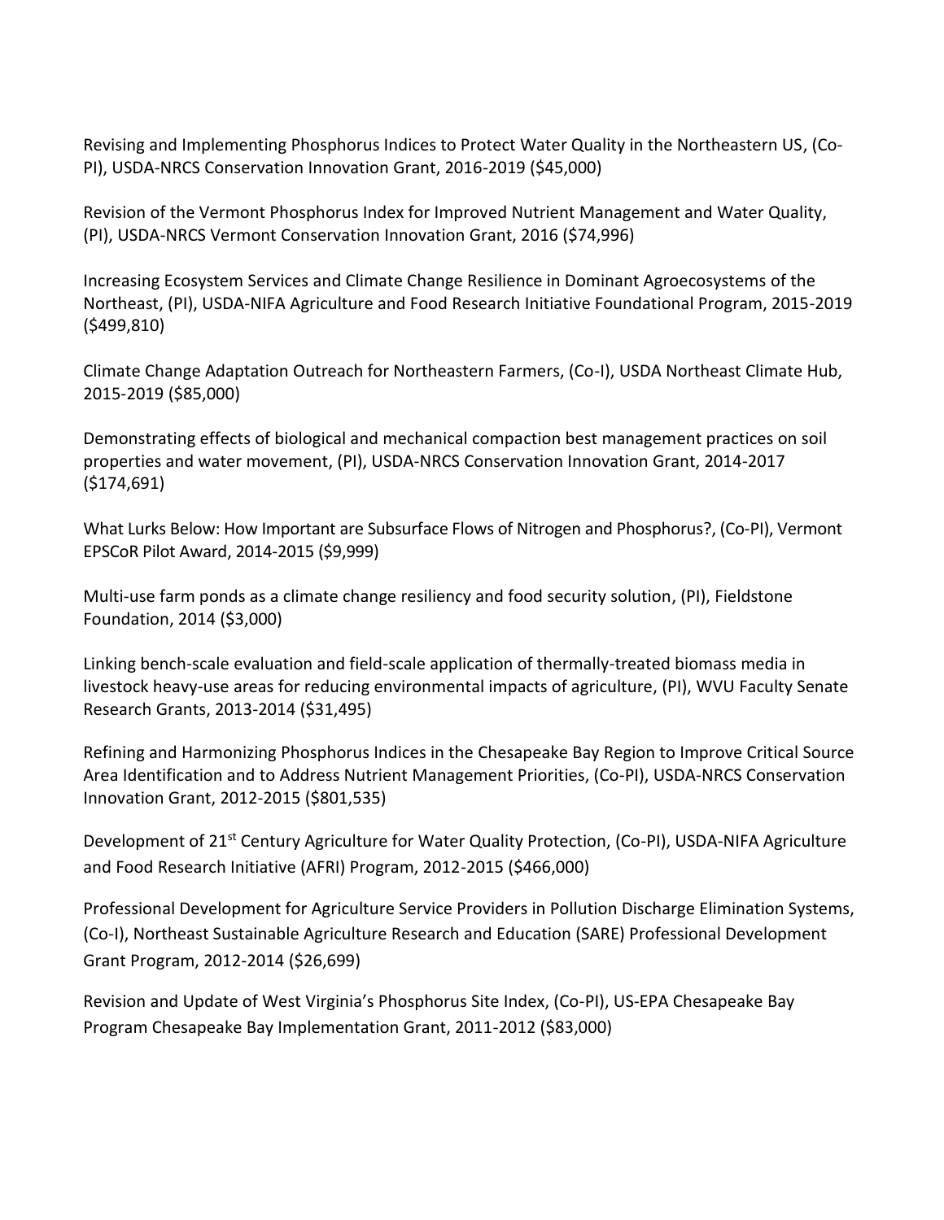Revising and Implementing Phosphorus Indices to Protect Water Quality in the Northeastern US, (Co-PI), USDA-NRCS Conservation Innovation Grant, 2016-2019 ($45,000)

Revision of the Vermont Phosphorus Index for Improved Nutrient Management and Water Quality, (PI), USDA-NRCS Vermont Conservation Innovation Grant, 2016 ($74,996)

Increasing Ecosystem Services and Climate Change Resilience in Dominant Agroecosystems of the Northeast, (PI), USDA-NIFA Agriculture and Food Research Initiative Foundational Program, 2015-2019 ($499,810)

Climate Change Adaptation Outreach for Northeastern Farmers, (Co-I), USDA Northeast Climate Hub, 2015-2019 ($85,000)

Demonstrating effects of biological and mechanical compaction best management practices on soil properties and water movement, (PI), USDA-NRCS Conservation Innovation Grant, 2014-2017 ($174,691)

What Lurks Below: How Important are Subsurface Flows of Nitrogen and Phosphorus?, (Co-PI), Vermont EPSCoR Pilot Award, 2014-2015 ($9,999)

Multi-use farm ponds as a climate change resiliency and food security solution, (PI), Fieldstone Foundation, 2014 ($3,000)

Linking bench-scale evaluation and field-scale application of thermally-treated biomass media in livestock heavy-use areas for reducing environmental impacts of agriculture, (PI), WVU Faculty Senate Research Grants, 2013-2014 ($31,495)

Refining and Harmonizing Phosphorus Indices in the Chesapeake Bay Region to Improve Critical Source Area Identification and to Address Nutrient Management Priorities, (Co-PI), USDA-NRCS Conservation Innovation Grant, 2012-2015 ($801,535)

Development of 21st Century Agriculture for Water Quality Protection, (Co-PI), USDA-NIFA Agriculture and Food Research Initiative (AFRI) Program, 2012-2015 ($466,000)

Professional Development for Agriculture Service Providers in Pollution Discharge Elimination Systems, (Co-I), Northeast Sustainable Agriculture Research and Education (SARE) Professional Development Grant Program, 2012-2014 ($26,699)

Revision and Update of West Virginia's Phosphorus Site Index, (Co-PI), US-EPA Chesapeake Bay Program Chesapeake Bay Implementation Grant, 2011-2012 ($83,000)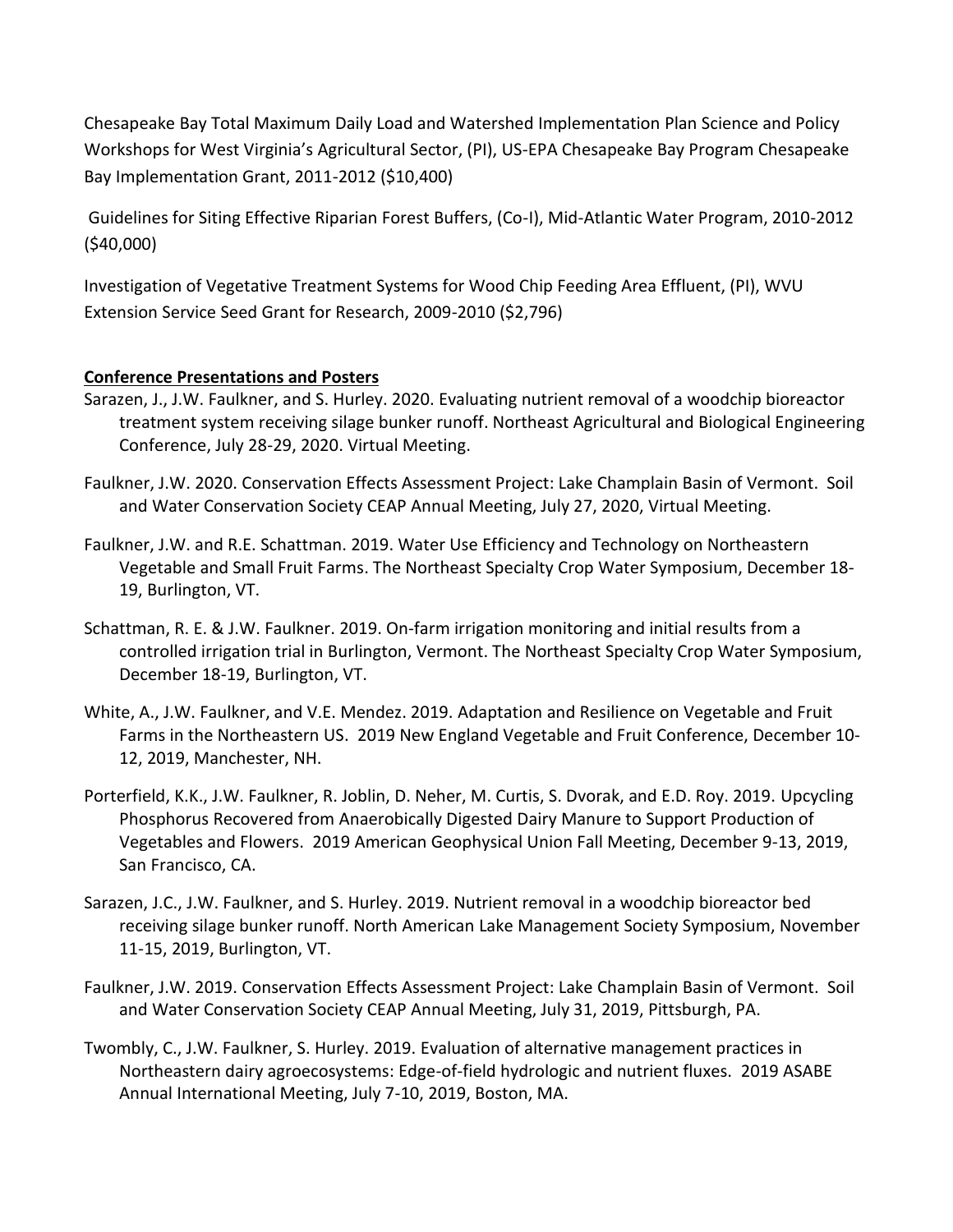Chesapeake Bay Total Maximum Daily Load and Watershed Implementation Plan Science and Policy Workshops for West Virginia's Agricultural Sector, (PI), US-EPA Chesapeake Bay Program Chesapeake Bay Implementation Grant, 2011-2012 ($10,400)

Guidelines for Siting Effective Riparian Forest Buffers, (Co-I), Mid-Atlantic Water Program, 2010-2012 ($40,000)

Investigation of Vegetative Treatment Systems for Wood Chip Feeding Area Effluent, (PI), WVU Extension Service Seed Grant for Research, 2009-2010 ($2,796)

**Conference Presentations and Posters**

Sarazen, J., J.W. Faulkner, and S. Hurley. 2020. Evaluating nutrient removal of a woodchip bioreactor treatment system receiving silage bunker runoff. Northeast Agricultural and Biological Engineering Conference, July 28-29, 2020. Virtual Meeting.

Faulkner, J.W. 2020. Conservation Effects Assessment Project: Lake Champlain Basin of Vermont. Soil and Water Conservation Society CEAP Annual Meeting, July 27, 2020, Virtual Meeting.

Faulkner, J.W. and R.E. Schattman. 2019. Water Use Efficiency and Technology on Northeastern Vegetable and Small Fruit Farms. The Northeast Specialty Crop Water Symposium, December 18-19, Burlington, VT.

Schattman, R. E. & J.W. Faulkner. 2019. On-farm irrigation monitoring and initial results from a controlled irrigation trial in Burlington, Vermont. The Northeast Specialty Crop Water Symposium, December 18-19, Burlington, VT.

White, A., J.W. Faulkner, and V.E. Mendez. 2019. Adaptation and Resilience on Vegetable and Fruit Farms in the Northeastern US. 2019 New England Vegetable and Fruit Conference, December 10-12, 2019, Manchester, NH.

Porterfield, K.K., J.W. Faulkner, R. Joblin, D. Neher, M. Curtis, S. Dvorak, and E.D. Roy. 2019. Upcycling Phosphorus Recovered from Anaerobically Digested Dairy Manure to Support Production of Vegetables and Flowers. 2019 American Geophysical Union Fall Meeting, December 9-13, 2019, San Francisco, CA.

Sarazen, J.C., J.W. Faulkner, and S. Hurley. 2019. Nutrient removal in a woodchip bioreactor bed receiving silage bunker runoff. North American Lake Management Society Symposium, November 11-15, 2019, Burlington, VT.

Faulkner, J.W. 2019. Conservation Effects Assessment Project: Lake Champlain Basin of Vermont. Soil and Water Conservation Society CEAP Annual Meeting, July 31, 2019, Pittsburgh, PA.

Twombly, C., J.W. Faulkner, S. Hurley. 2019. Evaluation of alternative management practices in Northeastern dairy agroecosystems: Edge-of-field hydrologic and nutrient fluxes. 2019 ASABE Annual International Meeting, July 7-10, 2019, Boston, MA.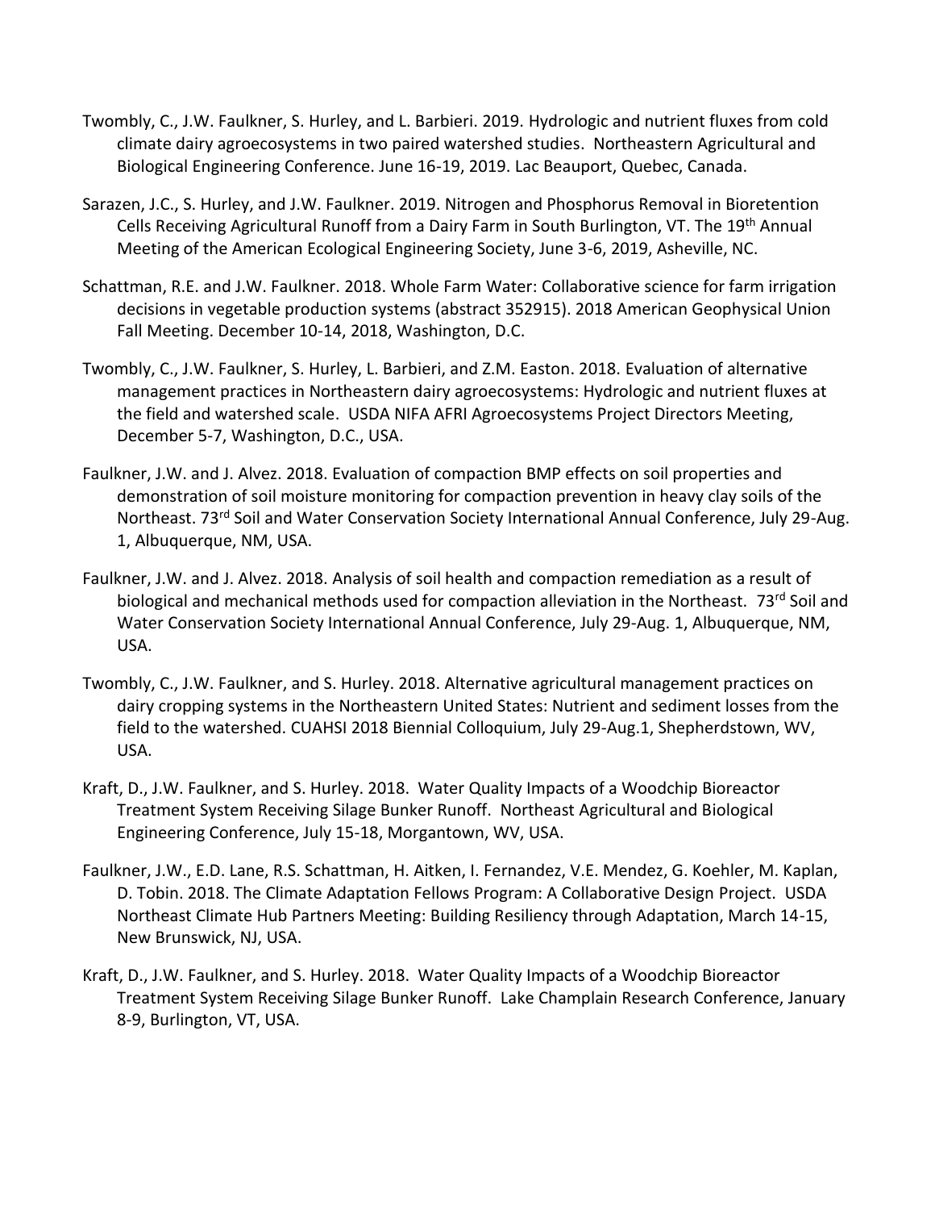Twombly, C., J.W. Faulkner, S. Hurley, and L. Barbieri. 2019. Hydrologic and nutrient fluxes from cold climate dairy agroecosystems in two paired watershed studies. Northeastern Agricultural and Biological Engineering Conference. June 16-19, 2019. Lac Beauport, Quebec, Canada.

Sarazen, J.C., S. Hurley, and J.W. Faulkner. 2019. Nitrogen and Phosphorus Removal in Bioretention Cells Receiving Agricultural Runoff from a Dairy Farm in South Burlington, VT. The 19th Annual Meeting of the American Ecological Engineering Society, June 3-6, 2019, Asheville, NC.

Schattman, R.E. and J.W. Faulkner. 2018. Whole Farm Water: Collaborative science for farm irrigation decisions in vegetable production systems (abstract 352915). 2018 American Geophysical Union Fall Meeting. December 10-14, 2018, Washington, D.C.

Twombly, C., J.W. Faulkner, S. Hurley, L. Barbieri, and Z.M. Easton. 2018. Evaluation of alternative management practices in Northeastern dairy agroecosystems: Hydrologic and nutrient fluxes at the field and watershed scale. USDA NIFA AFRI Agroecosystems Project Directors Meeting, December 5-7, Washington, D.C., USA.

Faulkner, J.W. and J. Alvez. 2018. Evaluation of compaction BMP effects on soil properties and demonstration of soil moisture monitoring for compaction prevention in heavy clay soils of the Northeast. 73rd Soil and Water Conservation Society International Annual Conference, July 29-Aug. 1, Albuquerque, NM, USA.

Faulkner, J.W. and J. Alvez. 2018. Analysis of soil health and compaction remediation as a result of biological and mechanical methods used for compaction alleviation in the Northeast. 73rd Soil and Water Conservation Society International Annual Conference, July 29-Aug. 1, Albuquerque, NM, USA.

Twombly, C., J.W. Faulkner, and S. Hurley. 2018. Alternative agricultural management practices on dairy cropping systems in the Northeastern United States: Nutrient and sediment losses from the field to the watershed. CUAHSI 2018 Biennial Colloquium, July 29-Aug.1, Shepherdstown, WV, USA.

Kraft, D., J.W. Faulkner, and S. Hurley. 2018. Water Quality Impacts of a Woodchip Bioreactor Treatment System Receiving Silage Bunker Runoff. Northeast Agricultural and Biological Engineering Conference, July 15-18, Morgantown, WV, USA.

Faulkner, J.W., E.D. Lane, R.S. Schattman, H. Aitken, I. Fernandez, V.E. Mendez, G. Koehler, M. Kaplan, D. Tobin. 2018. The Climate Adaptation Fellows Program: A Collaborative Design Project. USDA Northeast Climate Hub Partners Meeting: Building Resiliency through Adaptation, March 14-15, New Brunswick, NJ, USA.

Kraft, D., J.W. Faulkner, and S. Hurley. 2018. Water Quality Impacts of a Woodchip Bioreactor Treatment System Receiving Silage Bunker Runoff. Lake Champlain Research Conference, January 8-9, Burlington, VT, USA.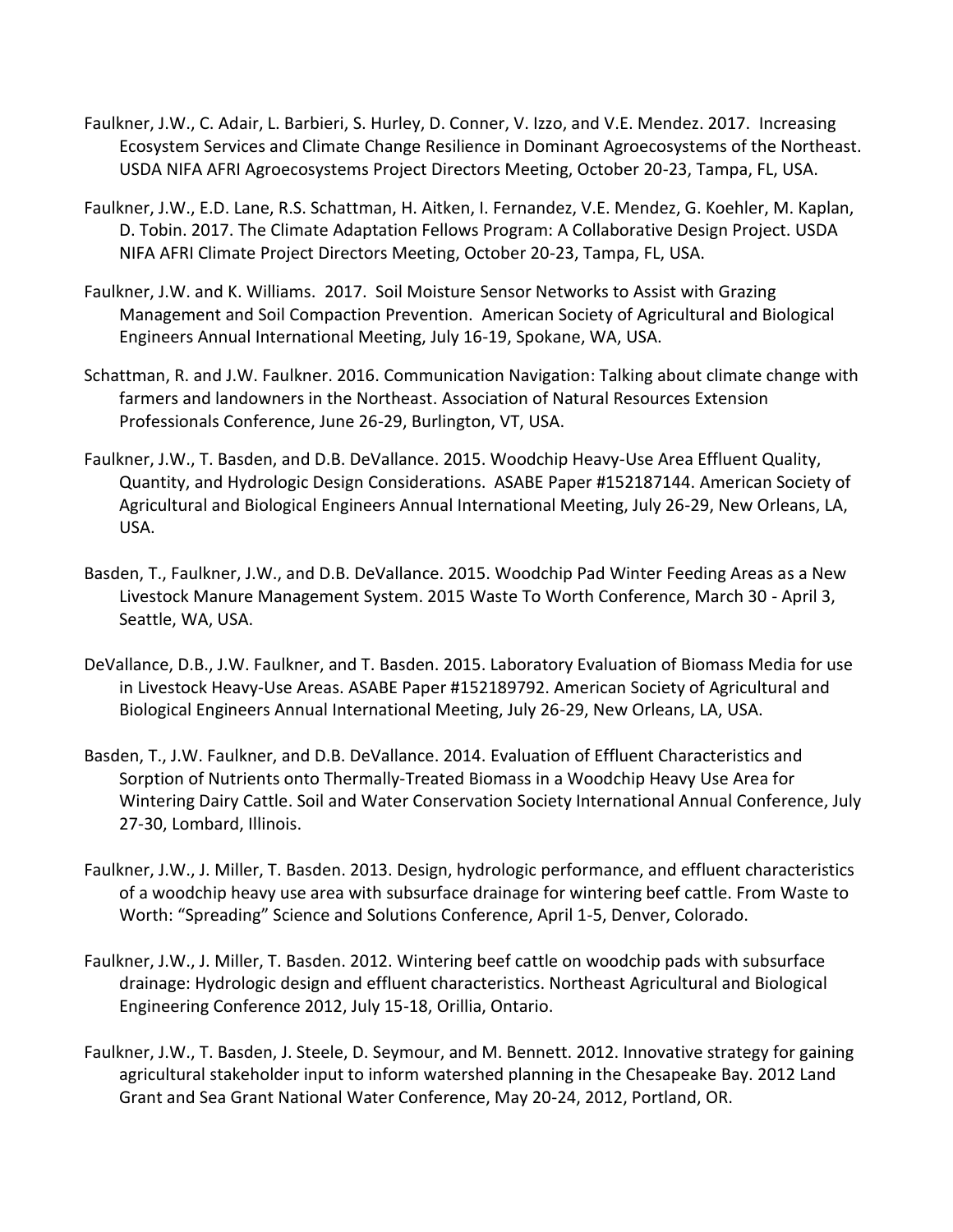Faulkner, J.W., C. Adair, L. Barbieri, S. Hurley, D. Conner, V. Izzo, and V.E. Mendez. 2017. Increasing Ecosystem Services and Climate Change Resilience in Dominant Agroecosystems of the Northeast. USDA NIFA AFRI Agroecosystems Project Directors Meeting, October 20-23, Tampa, FL, USA.

Faulkner, J.W., E.D. Lane, R.S. Schattman, H. Aitken, I. Fernandez, V.E. Mendez, G. Koehler, M. Kaplan, D. Tobin. 2017. The Climate Adaptation Fellows Program: A Collaborative Design Project. USDA NIFA AFRI Climate Project Directors Meeting, October 20-23, Tampa, FL, USA.

Faulkner, J.W. and K. Williams. 2017. Soil Moisture Sensor Networks to Assist with Grazing Management and Soil Compaction Prevention. American Society of Agricultural and Biological Engineers Annual International Meeting, July 16-19, Spokane, WA, USA.

Schattman, R. and J.W. Faulkner. 2016. Communication Navigation: Talking about climate change with farmers and landowners in the Northeast. Association of Natural Resources Extension Professionals Conference, June 26-29, Burlington, VT, USA.

Faulkner, J.W., T. Basden, and D.B. DeVallance. 2015. Woodchip Heavy-Use Area Effluent Quality, Quantity, and Hydrologic Design Considerations. ASABE Paper #152187144. American Society of Agricultural and Biological Engineers Annual International Meeting, July 26-29, New Orleans, LA, USA.

Basden, T., Faulkner, J.W., and D.B. DeVallance. 2015. Woodchip Pad Winter Feeding Areas as a New Livestock Manure Management System. 2015 Waste To Worth Conference, March 30 - April 3, Seattle, WA, USA.

DeVallance, D.B., J.W. Faulkner, and T. Basden. 2015. Laboratory Evaluation of Biomass Media for use in Livestock Heavy-Use Areas. ASABE Paper #152189792. American Society of Agricultural and Biological Engineers Annual International Meeting, July 26-29, New Orleans, LA, USA.

Basden, T., J.W. Faulkner, and D.B. DeVallance. 2014. Evaluation of Effluent Characteristics and Sorption of Nutrients onto Thermally-Treated Biomass in a Woodchip Heavy Use Area for Wintering Dairy Cattle. Soil and Water Conservation Society International Annual Conference, July 27-30, Lombard, Illinois.

Faulkner, J.W., J. Miller, T. Basden. 2013. Design, hydrologic performance, and effluent characteristics of a woodchip heavy use area with subsurface drainage for wintering beef cattle. From Waste to Worth: "Spreading" Science and Solutions Conference, April 1-5, Denver, Colorado.

Faulkner, J.W., J. Miller, T. Basden. 2012. Wintering beef cattle on woodchip pads with subsurface drainage: Hydrologic design and effluent characteristics. Northeast Agricultural and Biological Engineering Conference 2012, July 15-18, Orillia, Ontario.

Faulkner, J.W., T. Basden, J. Steele, D. Seymour, and M. Bennett. 2012. Innovative strategy for gaining agricultural stakeholder input to inform watershed planning in the Chesapeake Bay. 2012 Land Grant and Sea Grant National Water Conference, May 20-24, 2012, Portland, OR.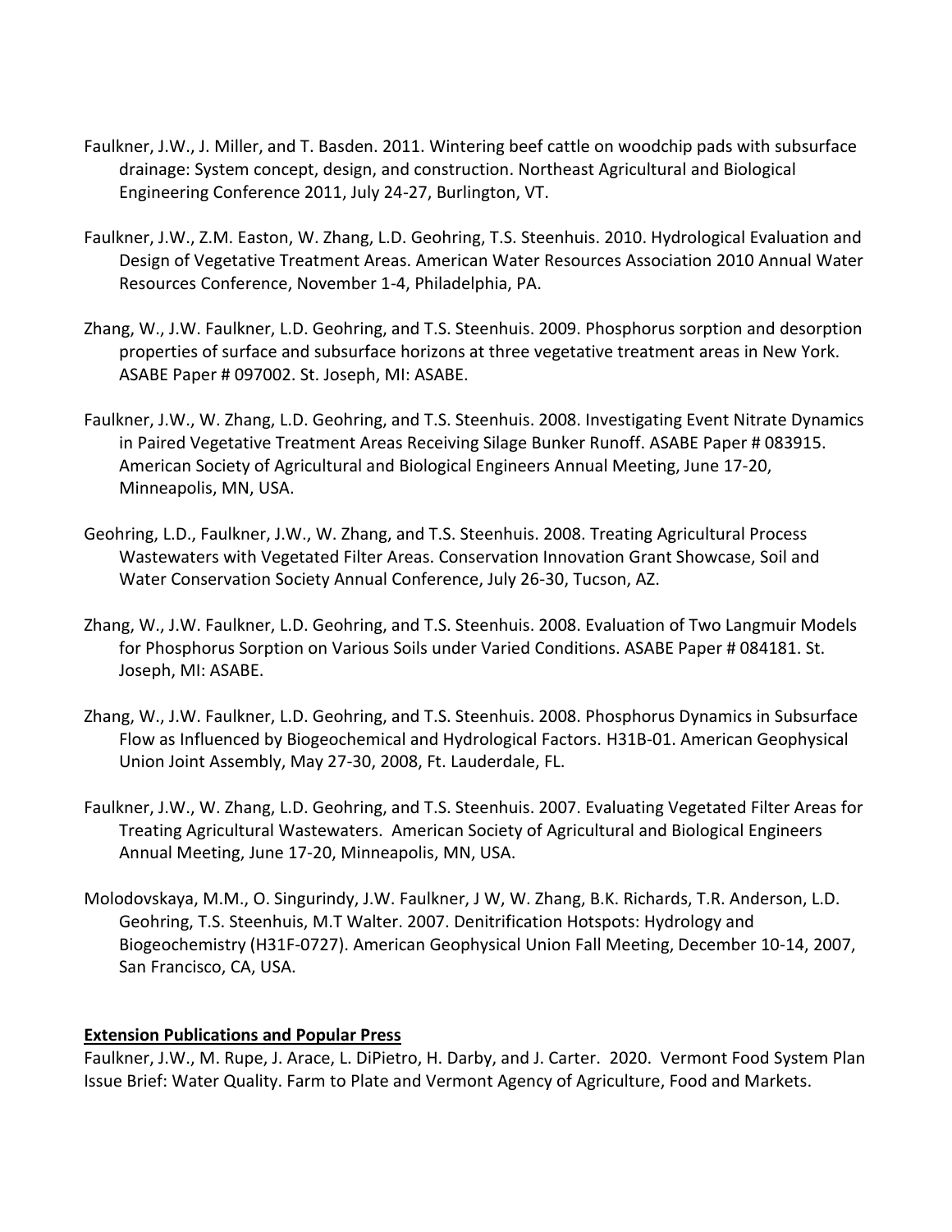Faulkner, J.W., J. Miller, and T. Basden. 2011. Wintering beef cattle on woodchip pads with subsurface drainage: System concept, design, and construction. Northeast Agricultural and Biological Engineering Conference 2011, July 24-27, Burlington, VT.

Faulkner, J.W., Z.M. Easton, W. Zhang, L.D. Geohring, T.S. Steenhuis. 2010. Hydrological Evaluation and Design of Vegetative Treatment Areas. American Water Resources Association 2010 Annual Water Resources Conference, November 1-4, Philadelphia, PA.

Zhang, W., J.W. Faulkner, L.D. Geohring, and T.S. Steenhuis. 2009. Phosphorus sorption and desorption properties of surface and subsurface horizons at three vegetative treatment areas in New York. ASABE Paper # 097002. St. Joseph, MI: ASABE.

Faulkner, J.W., W. Zhang, L.D. Geohring, and T.S. Steenhuis. 2008. Investigating Event Nitrate Dynamics in Paired Vegetative Treatment Areas Receiving Silage Bunker Runoff. ASABE Paper # 083915. American Society of Agricultural and Biological Engineers Annual Meeting, June 17-20, Minneapolis, MN, USA.

Geohring, L.D., Faulkner, J.W., W. Zhang, and T.S. Steenhuis. 2008. Treating Agricultural Process Wastewaters with Vegetated Filter Areas. Conservation Innovation Grant Showcase, Soil and Water Conservation Society Annual Conference, July 26-30, Tucson, AZ.

Zhang, W., J.W. Faulkner, L.D. Geohring, and T.S. Steenhuis. 2008. Evaluation of Two Langmuir Models for Phosphorus Sorption on Various Soils under Varied Conditions. ASABE Paper # 084181. St. Joseph, MI: ASABE.

Zhang, W., J.W. Faulkner, L.D. Geohring, and T.S. Steenhuis. 2008. Phosphorus Dynamics in Subsurface Flow as Influenced by Biogeochemical and Hydrological Factors. H31B-01. American Geophysical Union Joint Assembly, May 27-30, 2008, Ft. Lauderdale, FL.

Faulkner, J.W., W. Zhang, L.D. Geohring, and T.S. Steenhuis. 2007. Evaluating Vegetated Filter Areas for Treating Agricultural Wastewaters. American Society of Agricultural and Biological Engineers Annual Meeting, June 17-20, Minneapolis, MN, USA.

Molodovskaya, M.M., O. Singurindy, J.W. Faulkner, J W, W. Zhang, B.K. Richards, T.R. Anderson, L.D. Geohring, T.S. Steenhuis, M.T Walter. 2007. Denitrification Hotspots: Hydrology and Biogeochemistry (H31F-0727). American Geophysical Union Fall Meeting, December 10-14, 2007, San Francisco, CA, USA.

**Extension Publications and Popular Press**

Faulkner, J.W., M. Rupe, J. Arace, L. DiPietro, H. Darby, and J. Carter. 2020. Vermont Food System Plan Issue Brief: Water Quality. Farm to Plate and Vermont Agency of Agriculture, Food and Markets.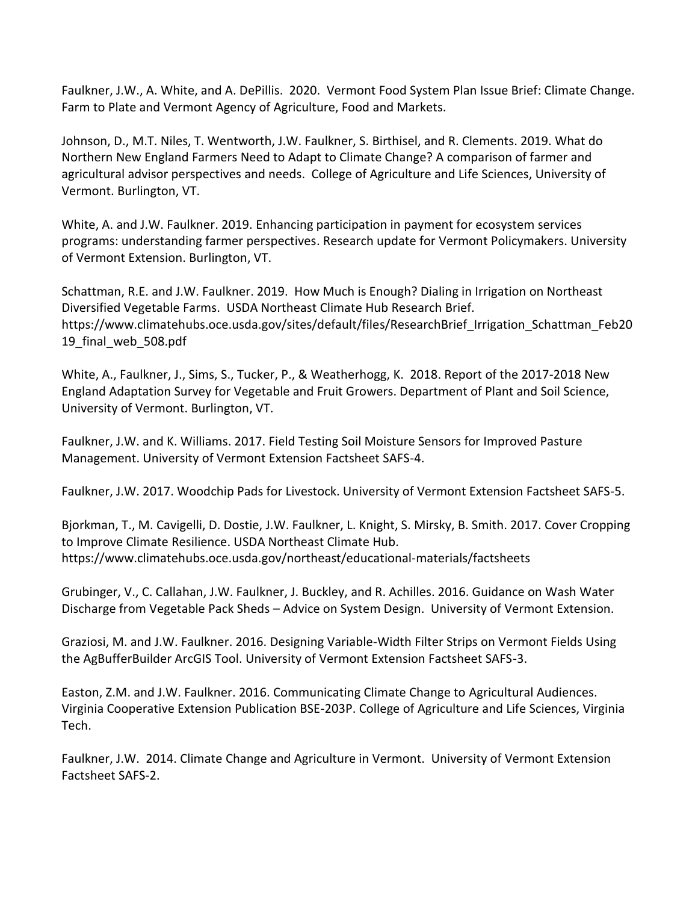Faulkner, J.W., A. White, and A. DePillis. 2020. Vermont Food System Plan Issue Brief: Climate Change. Farm to Plate and Vermont Agency of Agriculture, Food and Markets.

Johnson, D., M.T. Niles, T. Wentworth, J.W. Faulkner, S. Birthisel, and R. Clements. 2019. What do Northern New England Farmers Need to Adapt to Climate Change? A comparison of farmer and agricultural advisor perspectives and needs. College of Agriculture and Life Sciences, University of Vermont. Burlington, VT.

White, A. and J.W. Faulkner. 2019. Enhancing participation in payment for ecosystem services programs: understanding farmer perspectives. Research update for Vermont Policymakers. University of Vermont Extension. Burlington, VT.

Schattman, R.E. and J.W. Faulkner. 2019. How Much is Enough? Dialing in Irrigation on Northeast Diversified Vegetable Farms. USDA Northeast Climate Hub Research Brief. https://www.climatehubs.oce.usda.gov/sites/default/files/ResearchBrief_Irrigation_Schattman_Feb2019_final_web_508.pdf

White, A., Faulkner, J., Sims, S., Tucker, P., & Weatherhogg, K. 2018. Report of the 2017-2018 New England Adaptation Survey for Vegetable and Fruit Growers. Department of Plant and Soil Science, University of Vermont. Burlington, VT.

Faulkner, J.W. and K. Williams. 2017. Field Testing Soil Moisture Sensors for Improved Pasture Management. University of Vermont Extension Factsheet SAFS-4.

Faulkner, J.W. 2017. Woodchip Pads for Livestock. University of Vermont Extension Factsheet SAFS-5.

Bjorkman, T., M. Cavigelli, D. Dostie, J.W. Faulkner, L. Knight, S. Mirsky, B. Smith. 2017. Cover Cropping to Improve Climate Resilience. USDA Northeast Climate Hub. https://www.climatehubs.oce.usda.gov/northeast/educational-materials/factsheets

Grubinger, V., C. Callahan, J.W. Faulkner, J. Buckley, and R. Achilles. 2016. Guidance on Wash Water Discharge from Vegetable Pack Sheds – Advice on System Design. University of Vermont Extension.

Graziosi, M. and J.W. Faulkner. 2016. Designing Variable-Width Filter Strips on Vermont Fields Using the AgBufferBuilder ArcGIS Tool. University of Vermont Extension Factsheet SAFS-3.

Easton, Z.M. and J.W. Faulkner. 2016. Communicating Climate Change to Agricultural Audiences. Virginia Cooperative Extension Publication BSE-203P. College of Agriculture and Life Sciences, Virginia Tech.

Faulkner, J.W. 2014. Climate Change and Agriculture in Vermont. University of Vermont Extension Factsheet SAFS-2.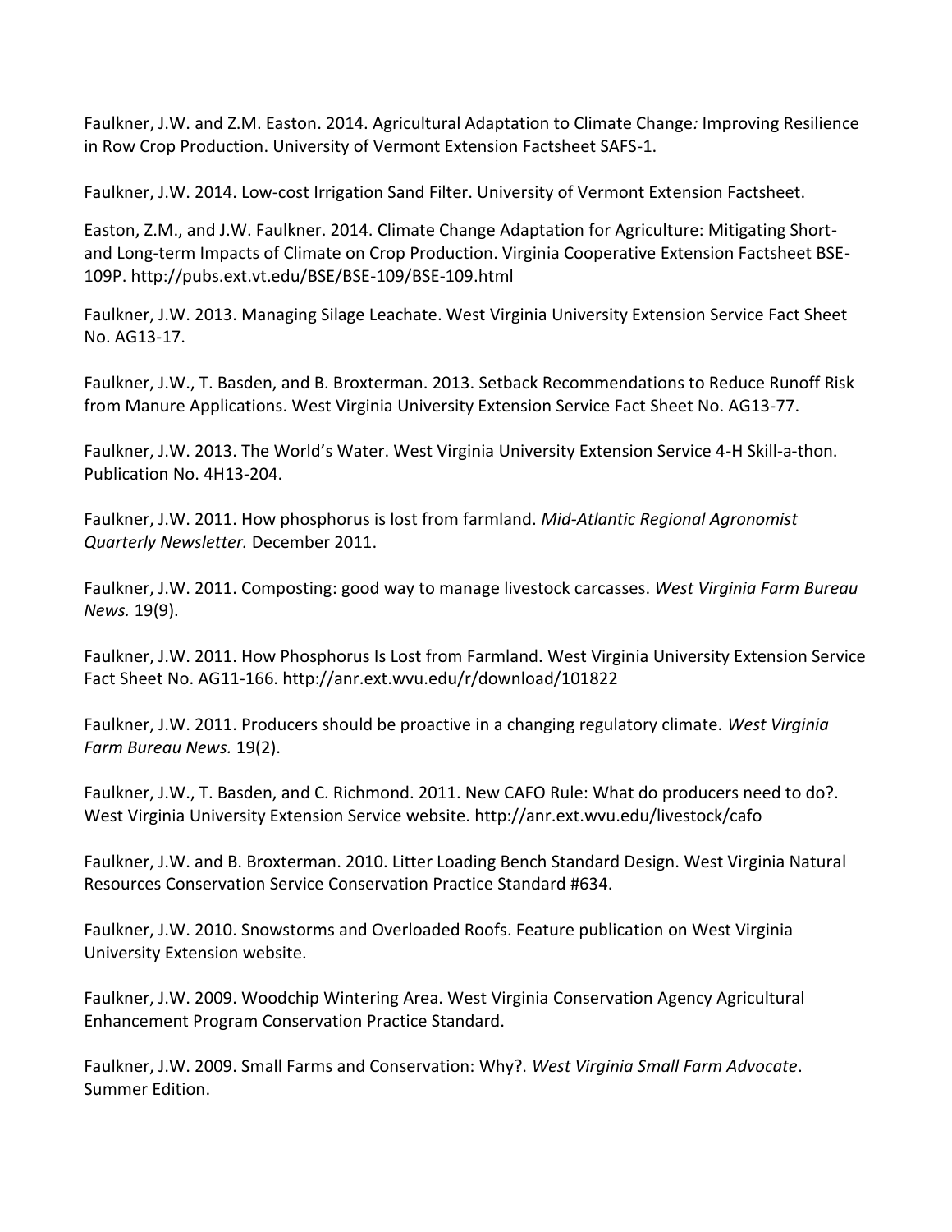Faulkner, J.W. and Z.M. Easton. 2014. Agricultural Adaptation to Climate Change*:* Improving Resilience in Row Crop Production. University of Vermont Extension Factsheet SAFS-1.

Faulkner, J.W. 2014. Low-cost Irrigation Sand Filter. University of Vermont Extension Factsheet.

Easton, Z.M., and J.W. Faulkner. 2014. Climate Change Adaptation for Agriculture: Mitigating Short- and Long-term Impacts of Climate on Crop Production. Virginia Cooperative Extension Factsheet BSE-109P. http://pubs.ext.vt.edu/BSE/BSE-109/BSE-109.html

Faulkner, J.W. 2013. Managing Silage Leachate. West Virginia University Extension Service Fact Sheet No. AG13-17.

Faulkner, J.W., T. Basden, and B. Broxterman. 2013. Setback Recommendations to Reduce Runoff Risk from Manure Applications. West Virginia University Extension Service Fact Sheet No. AG13-77.

Faulkner, J.W. 2013. The World's Water. West Virginia University Extension Service 4-H Skill-a-thon. Publication No. 4H13-204.

Faulkner, J.W. 2011. How phosphorus is lost from farmland. *Mid-Atlantic Regional Agronomist Quarterly Newsletter.* December 2011.

Faulkner, J.W. 2011. Composting: good way to manage livestock carcasses. *West Virginia Farm Bureau News.* 19(9).

Faulkner, J.W. 2011. How Phosphorus Is Lost from Farmland. West Virginia University Extension Service Fact Sheet No. AG11-166. http://anr.ext.wvu.edu/r/download/101822

Faulkner, J.W. 2011. Producers should be proactive in a changing regulatory climate. *West Virginia Farm Bureau News.* 19(2).

Faulkner, J.W., T. Basden, and C. Richmond. 2011. New CAFO Rule: What do producers need to do?. West Virginia University Extension Service website. http://anr.ext.wvu.edu/livestock/cafo

Faulkner, J.W. and B. Broxterman. 2010. Litter Loading Bench Standard Design. West Virginia Natural Resources Conservation Service Conservation Practice Standard #634.

Faulkner, J.W. 2010. Snowstorms and Overloaded Roofs. Feature publication on West Virginia University Extension website.

Faulkner, J.W. 2009. Woodchip Wintering Area. West Virginia Conservation Agency Agricultural Enhancement Program Conservation Practice Standard.

Faulkner, J.W. 2009. Small Farms and Conservation: Why?. *West Virginia Small Farm Advocate*. Summer Edition.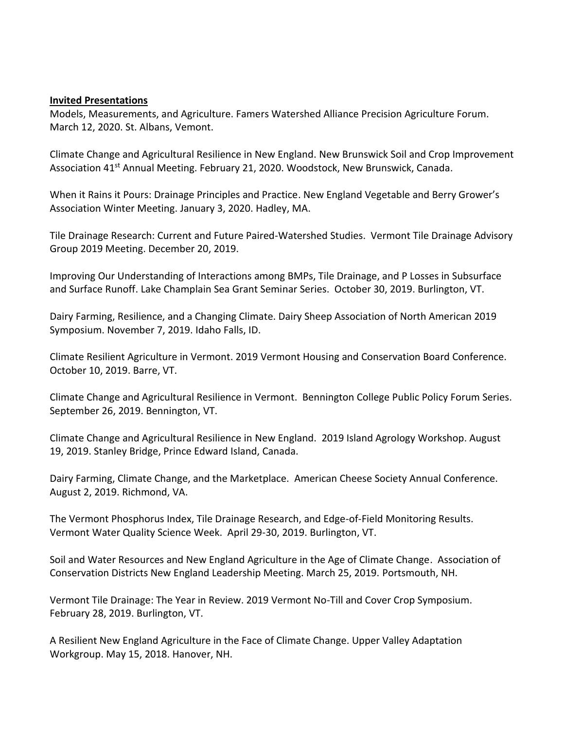**Invited Presentations**

Models, Measurements, and Agriculture. Famers Watershed Alliance Precision Agriculture Forum. March 12, 2020. St. Albans, Vemont.

Climate Change and Agricultural Resilience in New England. New Brunswick Soil and Crop Improvement Association 41st Annual Meeting. February 21, 2020. Woodstock, New Brunswick, Canada.

When it Rains it Pours: Drainage Principles and Practice. New England Vegetable and Berry Grower's Association Winter Meeting. January 3, 2020. Hadley, MA.

Tile Drainage Research: Current and Future Paired-Watershed Studies. Vermont Tile Drainage Advisory Group 2019 Meeting. December 20, 2019.

Improving Our Understanding of Interactions among BMPs, Tile Drainage, and P Losses in Subsurface and Surface Runoff. Lake Champlain Sea Grant Seminar Series. October 30, 2019. Burlington, VT.

Dairy Farming, Resilience, and a Changing Climate. Dairy Sheep Association of North American 2019 Symposium. November 7, 2019. Idaho Falls, ID.

Climate Resilient Agriculture in Vermont. 2019 Vermont Housing and Conservation Board Conference. October 10, 2019. Barre, VT.

Climate Change and Agricultural Resilience in Vermont. Bennington College Public Policy Forum Series. September 26, 2019. Bennington, VT.

Climate Change and Agricultural Resilience in New England. 2019 Island Agrology Workshop. August 19, 2019. Stanley Bridge, Prince Edward Island, Canada.

Dairy Farming, Climate Change, and the Marketplace. American Cheese Society Annual Conference. August 2, 2019. Richmond, VA.

The Vermont Phosphorus Index, Tile Drainage Research, and Edge-of-Field Monitoring Results. Vermont Water Quality Science Week. April 29-30, 2019. Burlington, VT.

Soil and Water Resources and New England Agriculture in the Age of Climate Change. Association of Conservation Districts New England Leadership Meeting. March 25, 2019. Portsmouth, NH.

Vermont Tile Drainage: The Year in Review. 2019 Vermont No-Till and Cover Crop Symposium. February 28, 2019. Burlington, VT.

A Resilient New England Agriculture in the Face of Climate Change. Upper Valley Adaptation Workgroup. May 15, 2018. Hanover, NH.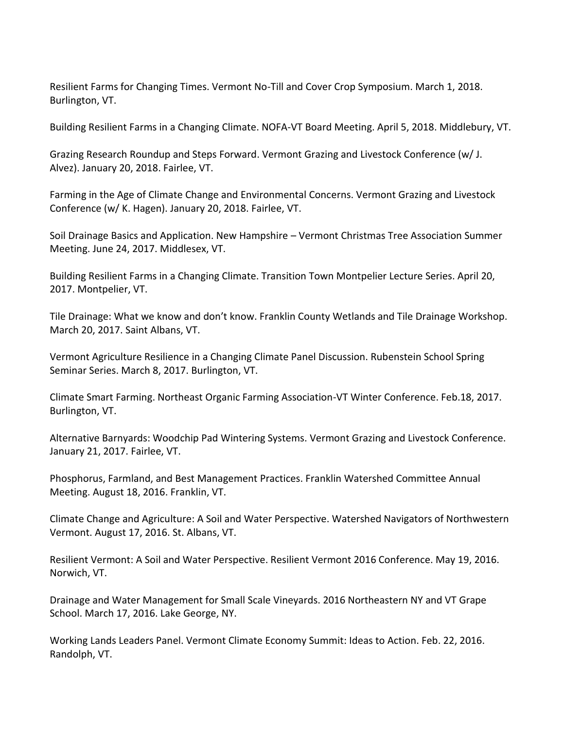Resilient Farms for Changing Times. Vermont No-Till and Cover Crop Symposium. March 1, 2018. Burlington, VT.

Building Resilient Farms in a Changing Climate. NOFA-VT Board Meeting. April 5, 2018. Middlebury, VT.

Grazing Research Roundup and Steps Forward. Vermont Grazing and Livestock Conference (w/ J. Alvez). January 20, 2018. Fairlee, VT.

Farming in the Age of Climate Change and Environmental Concerns. Vermont Grazing and Livestock Conference (w/ K. Hagen). January 20, 2018. Fairlee, VT.

Soil Drainage Basics and Application. New Hampshire – Vermont Christmas Tree Association Summer Meeting. June 24, 2017. Middlesex, VT.

Building Resilient Farms in a Changing Climate. Transition Town Montpelier Lecture Series. April 20, 2017. Montpelier, VT.

Tile Drainage: What we know and don't know. Franklin County Wetlands and Tile Drainage Workshop. March 20, 2017. Saint Albans, VT.

Vermont Agriculture Resilience in a Changing Climate Panel Discussion. Rubenstein School Spring Seminar Series. March 8, 2017. Burlington, VT.

Climate Smart Farming. Northeast Organic Farming Association-VT Winter Conference. Feb.18, 2017. Burlington, VT.

Alternative Barnyards: Woodchip Pad Wintering Systems. Vermont Grazing and Livestock Conference. January 21, 2017. Fairlee, VT.

Phosphorus, Farmland, and Best Management Practices. Franklin Watershed Committee Annual Meeting. August 18, 2016. Franklin, VT.

Climate Change and Agriculture: A Soil and Water Perspective. Watershed Navigators of Northwestern Vermont. August 17, 2016. St. Albans, VT.

Resilient Vermont: A Soil and Water Perspective. Resilient Vermont 2016 Conference. May 19, 2016. Norwich, VT.

Drainage and Water Management for Small Scale Vineyards. 2016 Northeastern NY and VT Grape School. March 17, 2016. Lake George, NY.

Working Lands Leaders Panel. Vermont Climate Economy Summit: Ideas to Action. Feb. 22, 2016. Randolph, VT.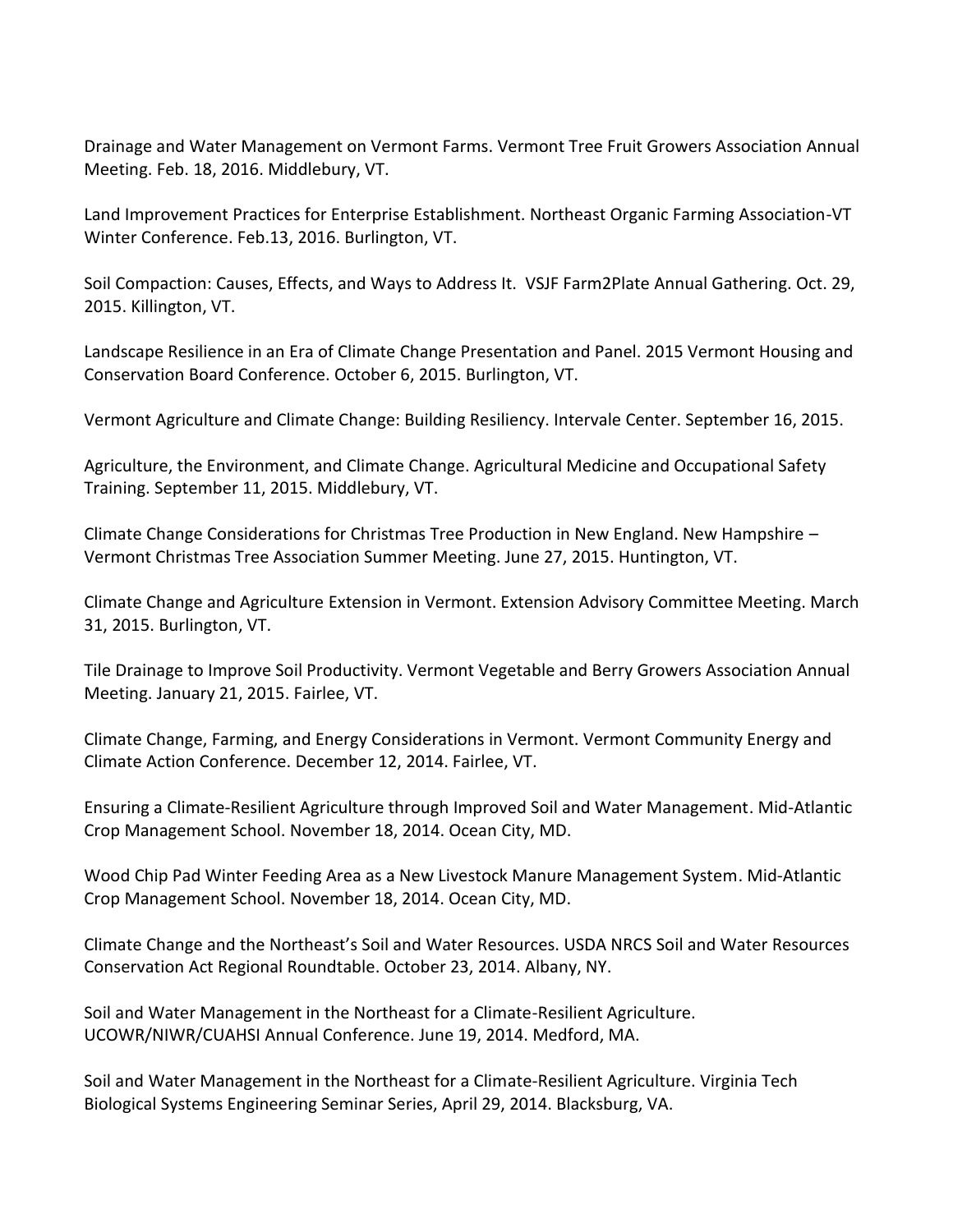Drainage and Water Management on Vermont Farms. Vermont Tree Fruit Growers Association Annual Meeting. Feb. 18, 2016. Middlebury, VT.

Land Improvement Practices for Enterprise Establishment. Northeast Organic Farming Association-VT Winter Conference. Feb.13, 2016. Burlington, VT.

Soil Compaction: Causes, Effects, and Ways to Address It. VSJF Farm2Plate Annual Gathering. Oct. 29, 2015. Killington, VT.

Landscape Resilience in an Era of Climate Change Presentation and Panel. 2015 Vermont Housing and Conservation Board Conference. October 6, 2015. Burlington, VT.

Vermont Agriculture and Climate Change: Building Resiliency. Intervale Center. September 16, 2015.

Agriculture, the Environment, and Climate Change. Agricultural Medicine and Occupational Safety Training. September 11, 2015. Middlebury, VT.

Climate Change Considerations for Christmas Tree Production in New England. New Hampshire – Vermont Christmas Tree Association Summer Meeting. June 27, 2015. Huntington, VT.

Climate Change and Agriculture Extension in Vermont. Extension Advisory Committee Meeting. March 31, 2015. Burlington, VT.

Tile Drainage to Improve Soil Productivity. Vermont Vegetable and Berry Growers Association Annual Meeting. January 21, 2015. Fairlee, VT.

Climate Change, Farming, and Energy Considerations in Vermont. Vermont Community Energy and Climate Action Conference. December 12, 2014. Fairlee, VT.

Ensuring a Climate-Resilient Agriculture through Improved Soil and Water Management. Mid-Atlantic Crop Management School. November 18, 2014. Ocean City, MD.

Wood Chip Pad Winter Feeding Area as a New Livestock Manure Management System. Mid-Atlantic Crop Management School. November 18, 2014. Ocean City, MD.

Climate Change and the Northeast's Soil and Water Resources. USDA NRCS Soil and Water Resources Conservation Act Regional Roundtable. October 23, 2014. Albany, NY.

Soil and Water Management in the Northeast for a Climate-Resilient Agriculture. UCOWR/NIWR/CUAHSI Annual Conference. June 19, 2014. Medford, MA.

Soil and Water Management in the Northeast for a Climate-Resilient Agriculture. Virginia Tech Biological Systems Engineering Seminar Series, April 29, 2014. Blacksburg, VA.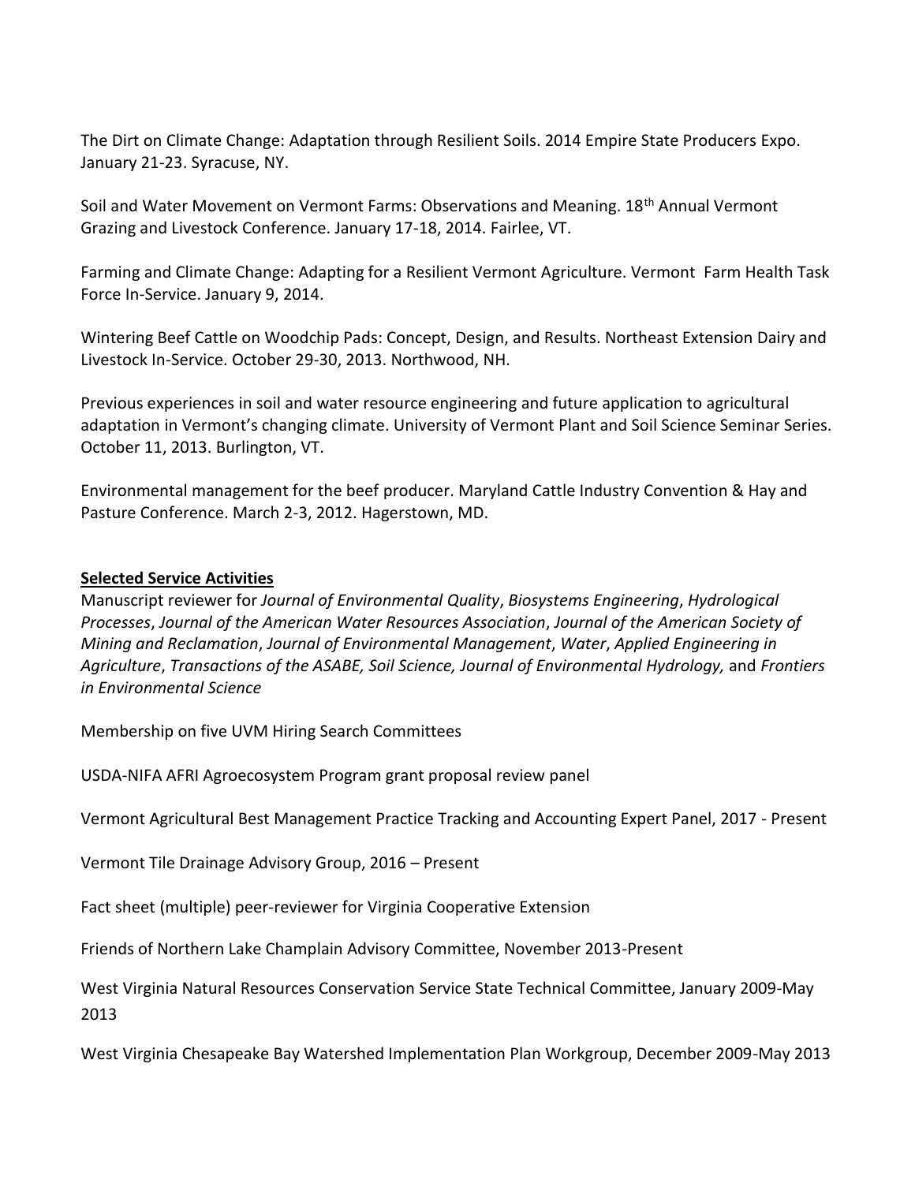The Dirt on Climate Change: Adaptation through Resilient Soils. 2014 Empire State Producers Expo. January 21-23. Syracuse, NY.

Soil and Water Movement on Vermont Farms: Observations and Meaning. 18th Annual Vermont Grazing and Livestock Conference. January 17-18, 2014. Fairlee, VT.

Farming and Climate Change: Adapting for a Resilient Vermont Agriculture. Vermont Farm Health Task Force In-Service. January 9, 2014.

Wintering Beef Cattle on Woodchip Pads: Concept, Design, and Results. Northeast Extension Dairy and Livestock In-Service. October 29-30, 2013. Northwood, NH.

Previous experiences in soil and water resource engineering and future application to agricultural adaptation in Vermont's changing climate. University of Vermont Plant and Soil Science Seminar Series. October 11, 2013. Burlington, VT.

Environmental management for the beef producer. Maryland Cattle Industry Convention & Hay and Pasture Conference. March 2-3, 2012. Hagerstown, MD.

**Selected Service Activities**

Manuscript reviewer for *Journal of Environmental Quality*, *Biosystems Engineering*, *Hydrological Processes*, *Journal of the American Water Resources Association*, *Journal of the American Society of Mining and Reclamation*, *Journal of Environmental Management*, *Water*, *Applied Engineering in Agriculture*, *Transactions of the ASABE, Soil Science, Journal of Environmental Hydrology,* and *Frontiers in Environmental Science*

Membership on five UVM Hiring Search Committees

USDA-NIFA AFRI Agroecosystem Program grant proposal review panel

Vermont Agricultural Best Management Practice Tracking and Accounting Expert Panel, 2017 - Present

Vermont Tile Drainage Advisory Group, 2016 – Present

Fact sheet (multiple) peer-reviewer for Virginia Cooperative Extension

Friends of Northern Lake Champlain Advisory Committee, November 2013-Present

West Virginia Natural Resources Conservation Service State Technical Committee, January 2009-May 2013

West Virginia Chesapeake Bay Watershed Implementation Plan Workgroup, December 2009-May 2013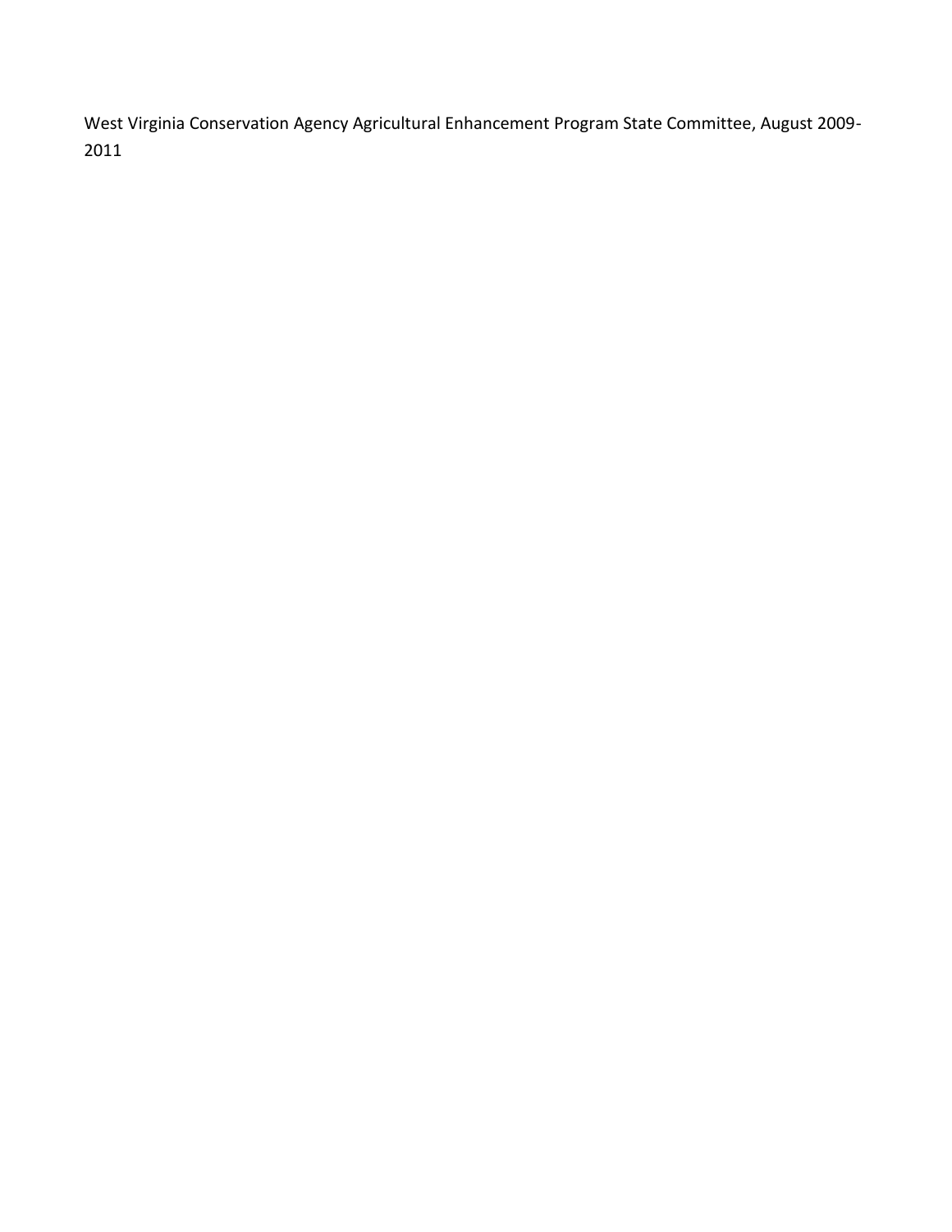West Virginia Conservation Agency Agricultural Enhancement Program State Committee, August 2009-2011